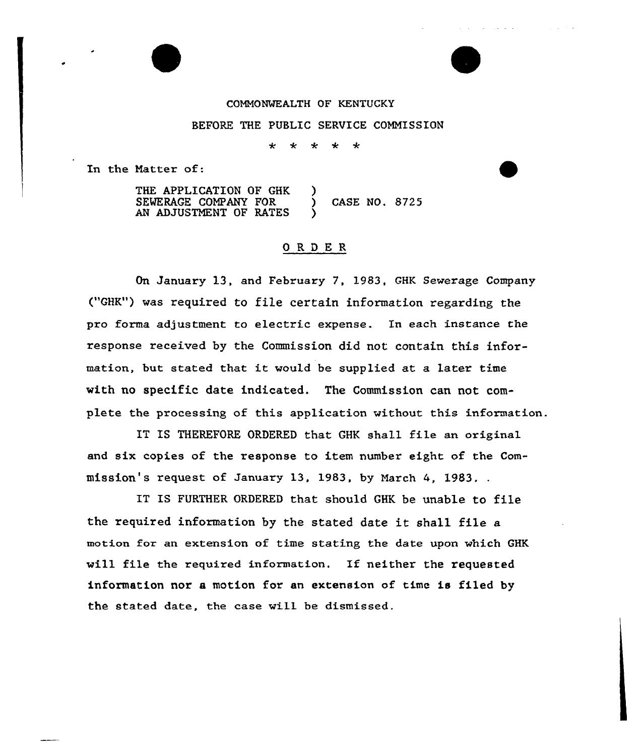COMMONWEALTH OF KENTUCKY

BEFORE THE PUBLIC SERVICE COMMISSION

\* \* \* \* \*

In the Matter of:

THE APPLICATION OF GHK SEWERAGE COMPANY FOR AN ADJUSTMENT OF RATES ) CASE NO. 8725

## O R D E R

On January 13, and February 7, 1983, GHK Sewerage Company ("GHK") was required to file certain information regarding the pro forma adjustment to electric expense. In each instance the response received by the Commission did not contain this information, but stated that it would be supplied at a later time with no specific date indicated. The Commission can not complete the processing of this application without this information.

IT IS THEREFORE ORDERED that GHK shall file an original and six copies of the response to item number eight of the Commission's request of January 13, 1983, by March 4, 1983. .

IT IS FURTHER ORDERED that should GHK be unable to file the required information by the stated date it shall file a motion for an extension of time stating the date upon which GHK will file the required information. If neither the requested information nor a motion for an extension of time is filed by the stated date, the case will be dismissed.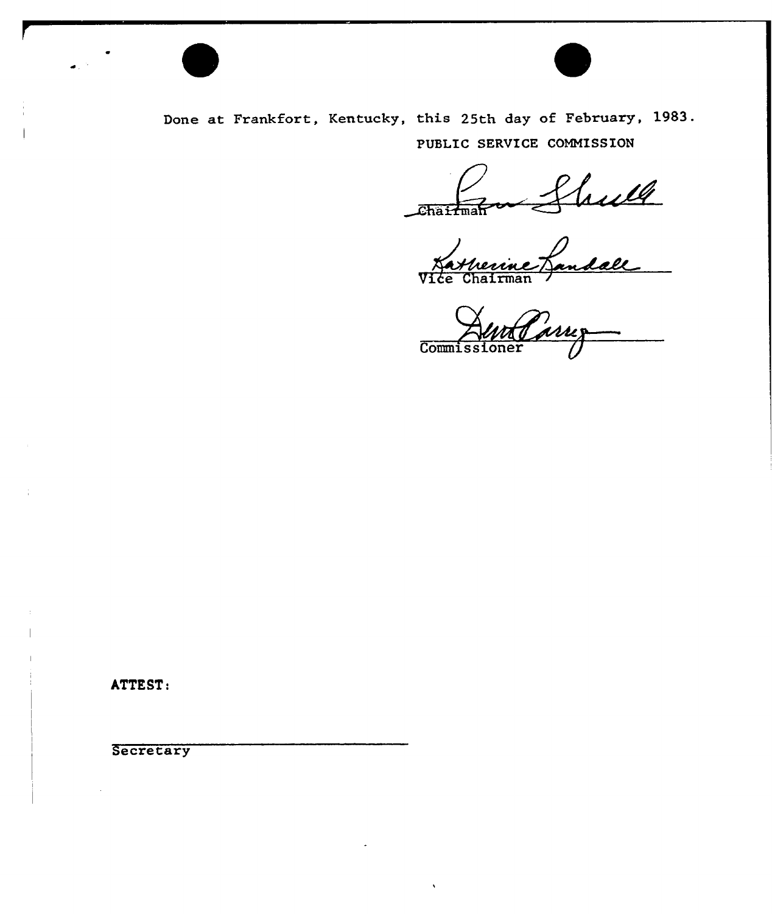Done at Frankfort, Kentucky, this 25th day of February, 1983.

PUBLIC SERVICE COMMISSION

Chairman

Vice Chairman

Commissioner

ATTEST:

Secretary